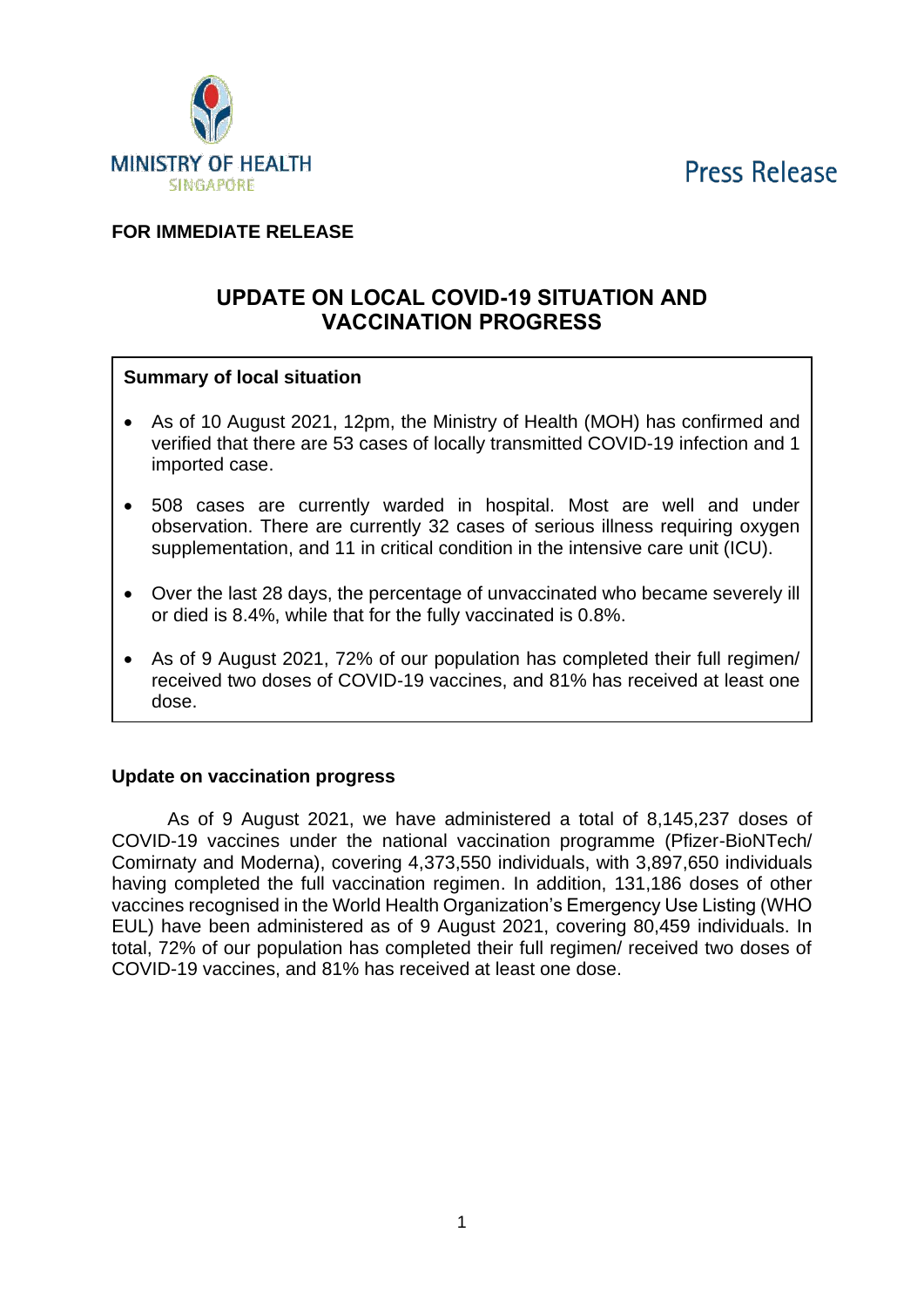MINISTRY OF HEALTH
SINGAPORE

Press Release

**FOR IMMEDIATE RELEASE**

# UPDATE ON LOCAL COVID-19 SITUATION AND VACCINATION PROGRESS

**Summary of local situation**

- As of 10 August 2021, 12pm, the Ministry of Health (MOH) has confirmed and verified that there are 53 cases of locally transmitted COVID-19 infection and 1 imported case.
- 508 cases are currently warded in hospital. Most are well and under observation. There are currently 32 cases of serious illness requiring oxygen supplementation, and 11 in critical condition in the intensive care unit (ICU).
- Over the last 28 days, the percentage of unvaccinated who became severely ill or died is 8.4%, while that for the fully vaccinated is 0.8%.
- As of 9 August 2021, 72% of our population has completed their full regimen/ received two doses of COVID-19 vaccines, and 81% has received at least one dose.

**Update on vaccination progress**

As of 9 August 2021, we have administered a total of 8,145,237 doses of COVID-19 vaccines under the national vaccination programme (Pfizer-BioNTech/ Comirnaty and Moderna), covering 4,373,550 individuals, with 3,897,650 individuals having completed the full vaccination regimen. In addition, 131,186 doses of other vaccines recognised in the World Health Organization's Emergency Use Listing (WHO EUL) have been administered as of 9 August 2021, covering 80,459 individuals. In total, 72% of our population has completed their full regimen/ received two doses of COVID-19 vaccines, and 81% has received at least one dose.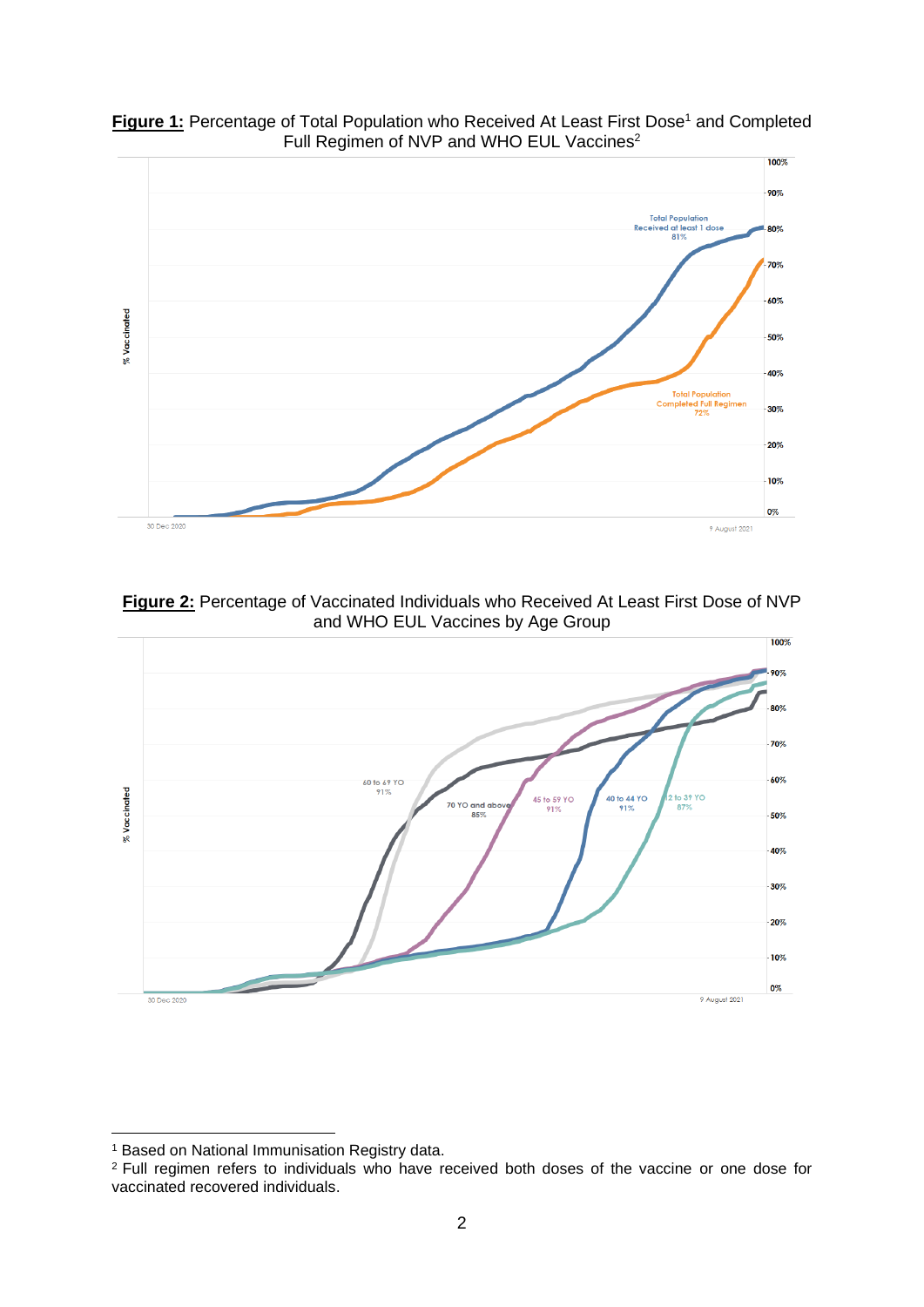**Figure 1:** Percentage of Total Population who Received At Least First Dose[1] and Completed Full Regimen of NVP and WHO EUL Vaccines[2]

**Figure 2:** Percentage of Vaccinated Individuals who Received At Least First Dose of NVP and WHO EUL Vaccines by Age Group

---

[1] Based on National Immunisation Registry data.

[2] Full regimen refers to individuals who have received both doses of the vaccine or one dose for vaccinated recovered individuals.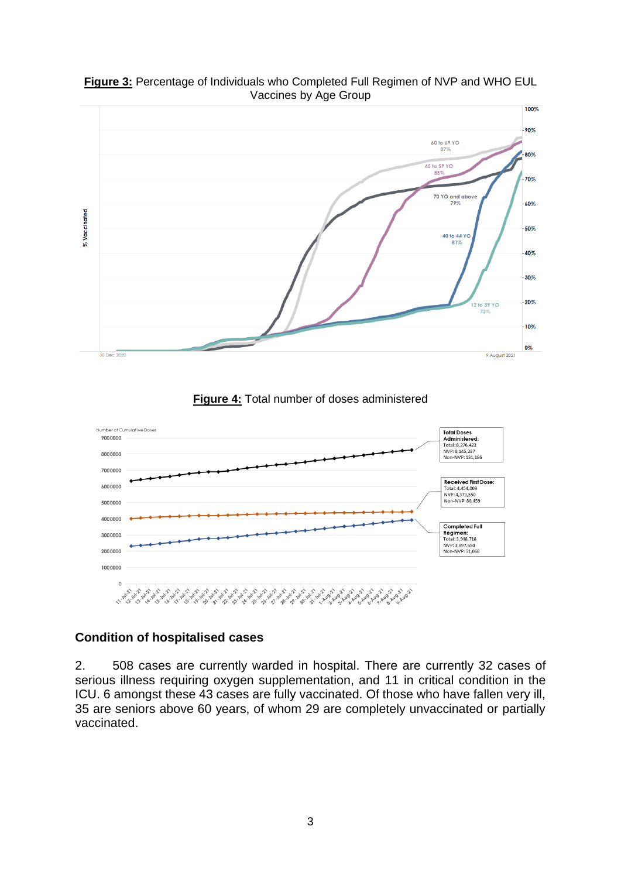**Figure 3:** Percentage of Individuals who Completed Full Regimen of NVP and WHO EUL Vaccines by Age Group

**Figure 4:** Total number of doses administered

## Condition of hospitalised cases

2. 508 cases are currently warded in hospital. There are currently 32 cases of serious illness requiring oxygen supplementation, and 11 in critical condition in the ICU. 6 amongst these 43 cases are fully vaccinated. Of those who have fallen very ill, 35 are seniors above 60 years, of whom 29 are completely unvaccinated or partially vaccinated.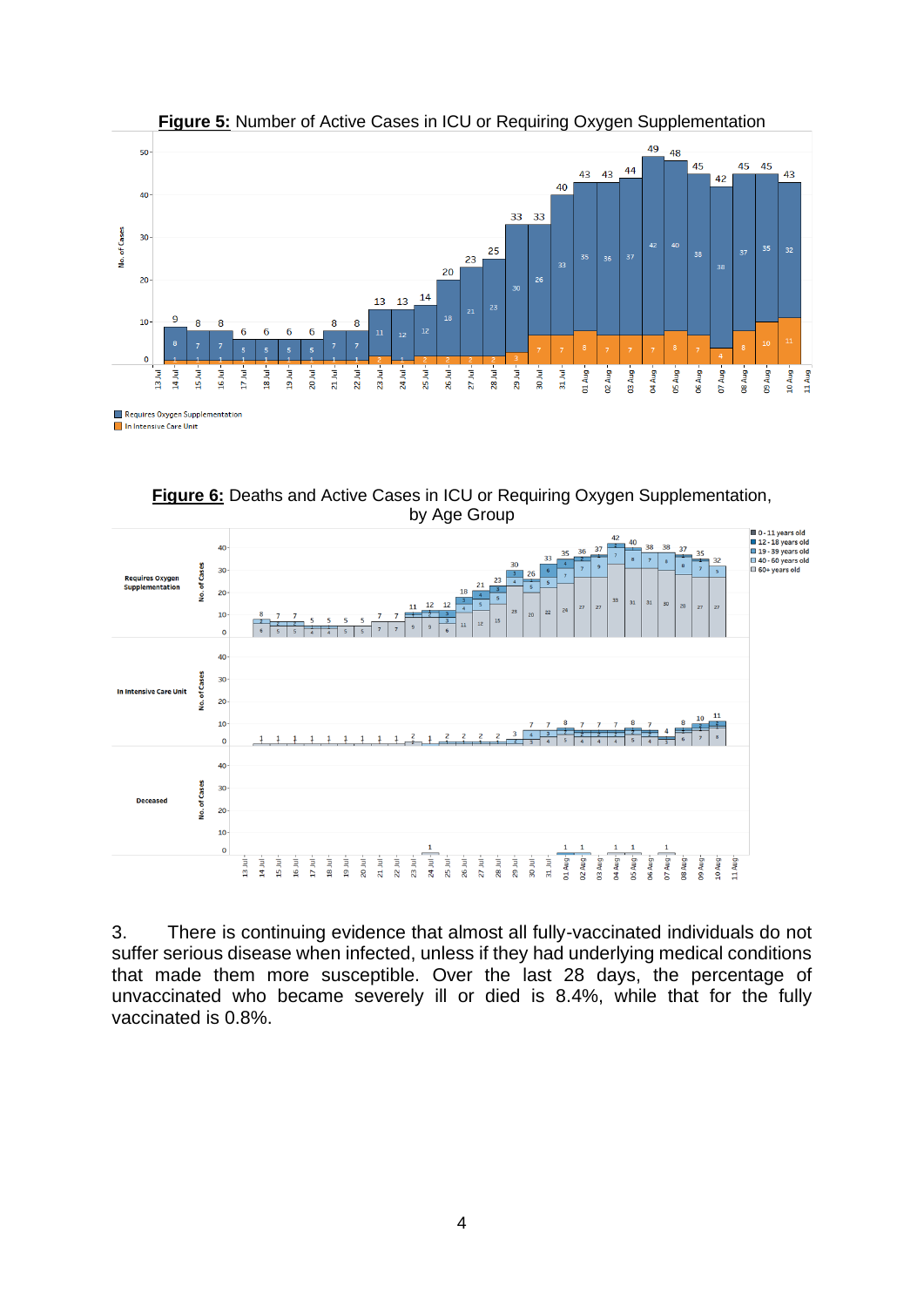**Figure 5:** Number of Active Cases in ICU or Requiring Oxygen Supplementation

**Figure 6:** Deaths and Active Cases in ICU or Requiring Oxygen Supplementation, by Age Group

3. There is continuing evidence that almost all fully-vaccinated individuals do not suffer serious disease when infected, unless if they had underlying medical conditions that made them more susceptible. Over the last 28 days, the percentage of unvaccinated who became severely ill or died is 8.4%, while that for the fully vaccinated is 0.8%.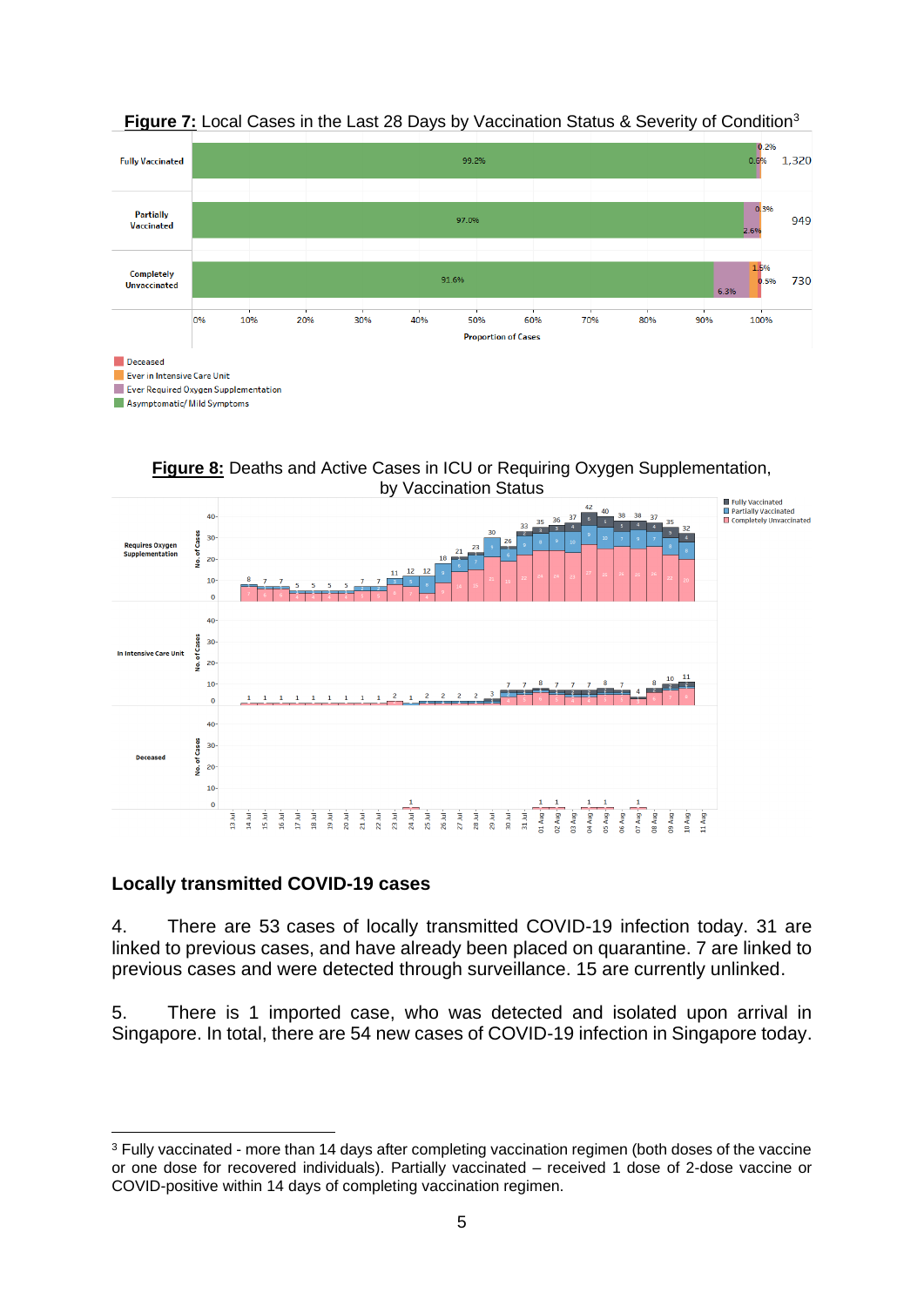**Figure 7:** Local Cases in the Last 28 Days by Vaccination Status & Severity of Condition[3]

**Figure 8:** Deaths and Active Cases in ICU or Requiring Oxygen Supplementation, by Vaccination Status

### Locally transmitted COVID-19 cases

4. There are 53 cases of locally transmitted COVID-19 infection today. 31 are linked to previous cases, and have already been placed on quarantine. 7 are linked to previous cases and were detected through surveillance. 15 are currently unlinked.

5. There is 1 imported case, who was detected and isolated upon arrival in Singapore. In total, there are 54 new cases of COVID-19 infection in Singapore today.

---

[3] Fully vaccinated - more than 14 days after completing vaccination regimen (both doses of the vaccine or one dose for recovered individuals). Partially vaccinated – received 1 dose of 2-dose vaccine or COVID-positive within 14 days of completing vaccination regimen.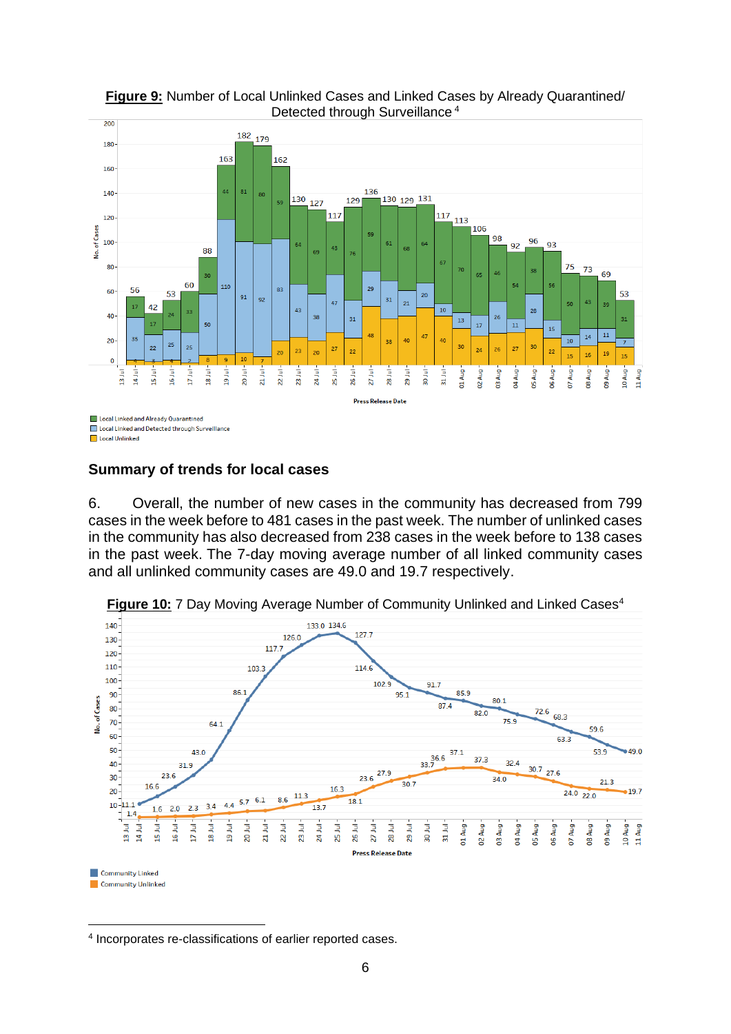**Figure 9:** Number of Local Unlinked Cases and Linked Cases by Already Quarantined/ Detected through Surveillance [4]

**Summary of trends for local cases**

6. Overall, the number of new cases in the community has decreased from 799 cases in the week before to 481 cases in the past week. The number of unlinked cases in the community has also decreased from 238 cases in the week before to 138 cases in the past week. The 7-day moving average number of all linked community cases and all unlinked community cases are 49.0 and 19.7 respectively.

**Figure 10:** 7 Day Moving Average Number of Community Unlinked and Linked Cases[4]

---

[4] Incorporates re-classifications of earlier reported cases.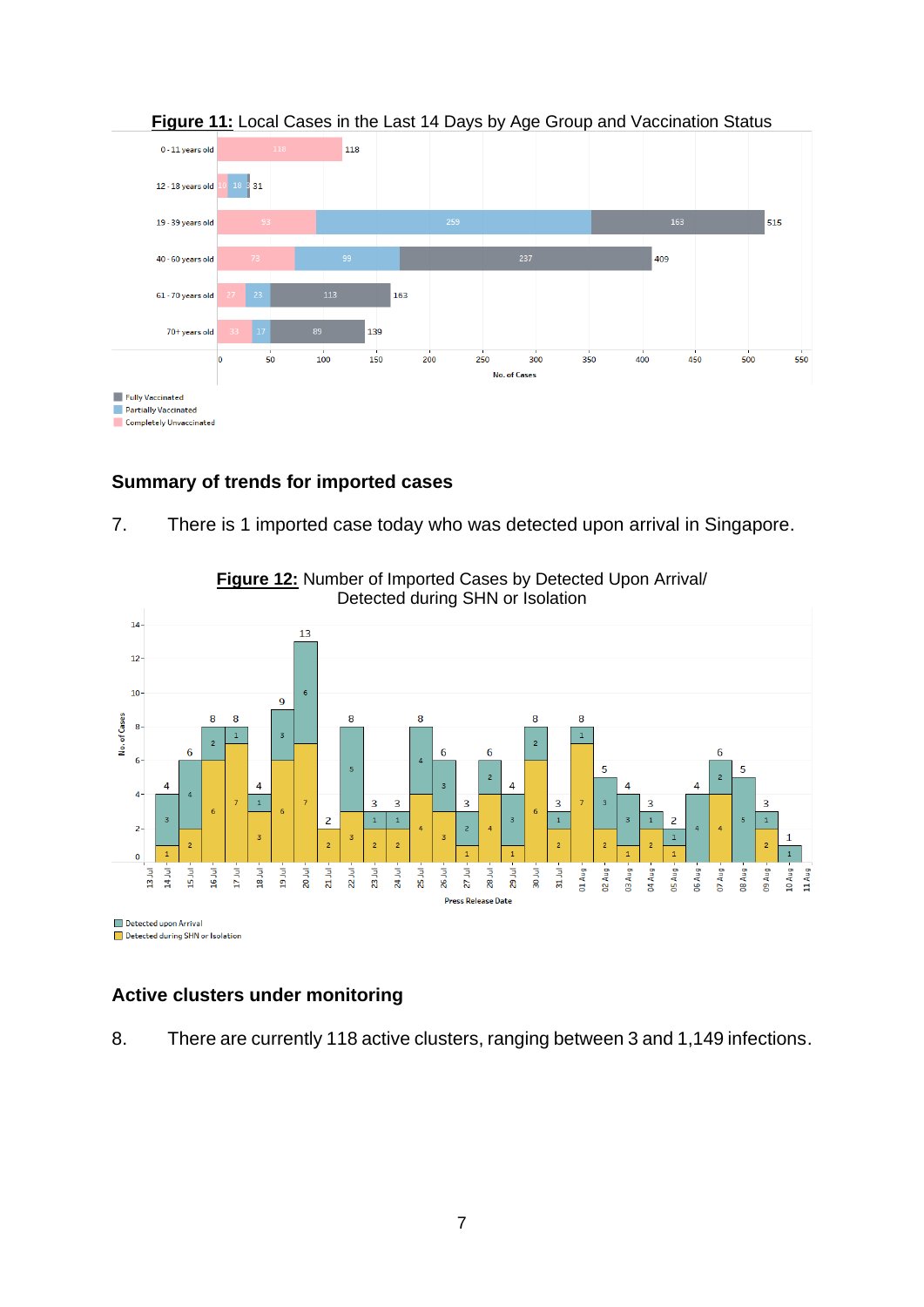**Figure 11:** Local Cases in the Last 14 Days by Age Group and Vaccination Status

| Age Group | Completely Unvaccinated | Partially Vaccinated | Fully Vaccinated | Total |
|---|---|---|---|---|
| 0 - 11 years old | 118 | | | 118 |
| 12 - 18 years old | 10 | 18 | 3 | 31 |
| 19 - 39 years old | 93 | 259 | 163 | 515 |
| 40 - 60 years old | 73 | 99 | 237 | 409 |
| 61 - 70 years old | 27 | 23 | 113 | 163 |
| 70+ years old | 33 | 17 | 89 | 139 |

## Summary of trends for imported cases

7. There is 1 imported case today who was detected upon arrival in Singapore.

**Figure 12:** Number of Imported Cases by Detected Upon Arrival/ Detected during SHN or Isolation

| Press Release Date | Detected upon Arrival | Detected during SHN or Isolation | Total |
|---|---|---|---|
| 13 Jul | 3 | 1 | 4 |
| 14 Jul | 4 | 2 | 6 |
| 15 Jul | 2 | 6 | 8 |
| 16 Jul | 1 | 7 | 8 |
| 17 Jul | 1 | 3 | 4 |
| 18 Jul | 3 | 6 | 9 |
| 19 Jul | 6 | 7 | 13 |
| 20 Jul | | 2 | 2 |
| 21 Jul | 5 | 3 | 8 |
| 22 Jul | 1 | 2 | 3 |
| 23 Jul | 1 | 2 | 3 |
| 24 Jul | 4 | 4 | 8 |
| 25 Jul | 3 | 3 | 6 |
| 26 Jul | 2 | 1 | 3 |
| 27 Jul | 2 | 4 | 6 |
| 28 Jul | 3 | 1 | 4 |
| 29 Jul | 2 | 6 | 8 |
| 30 Jul | 1 | 2 | 3 |
| 31 Jul | 1 | 7 | 8 |
| 01 Aug | 3 | 2 | 5 |
| 02 Aug | 3 | 1 | 4 |
| 03 Aug | 1 | 2 | 3 |
| 04 Aug | 1 | 1 | 2 |
| 05 Aug | 4 | | 4 |
| 06 Aug | 2 | 4 | 6 |
| 07 Aug | 5 | | 5 |
| 08 Aug | 1 | 2 | 3 |
| 09 Aug | 1 | | 1 |
| 10 Aug | | | |
| 11 Aug | | | |

## Active clusters under monitoring

8. There are currently 118 active clusters, ranging between 3 and 1,149 infections.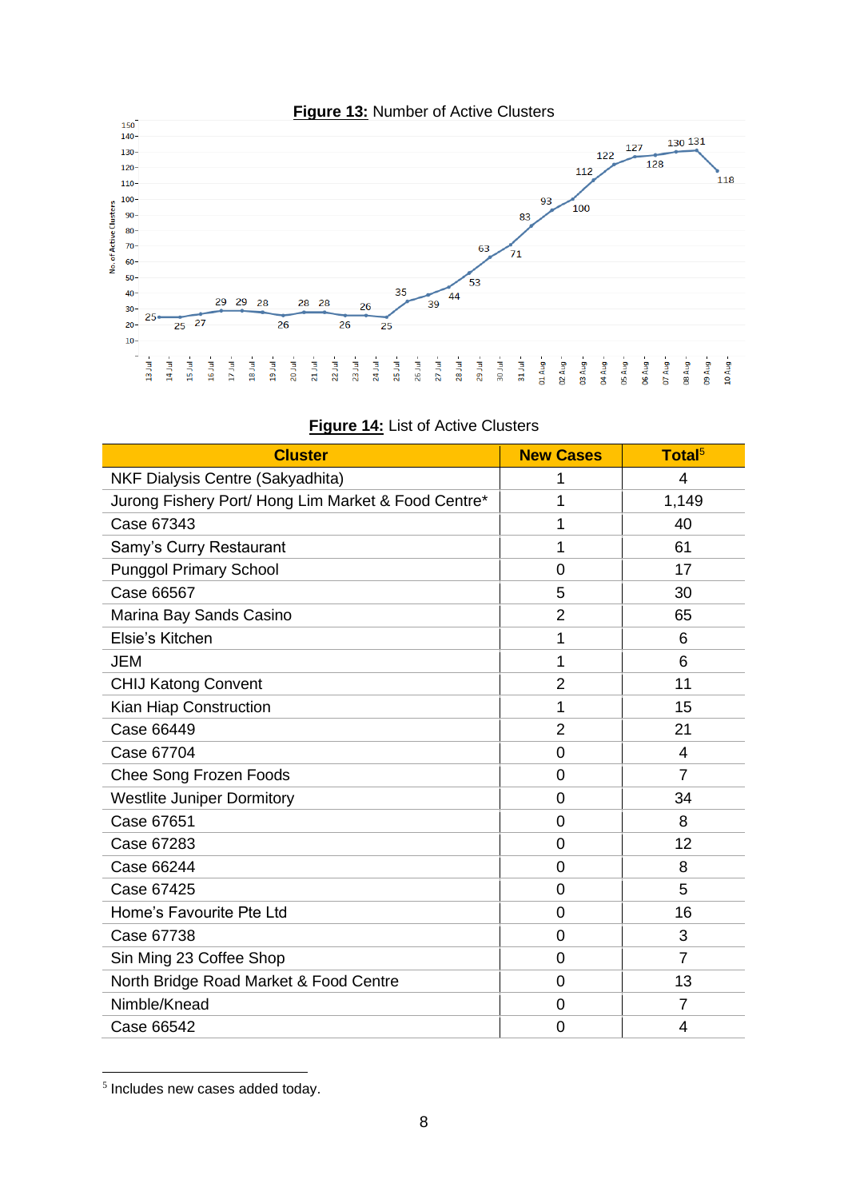**Figure 13:** Number of Active Clusters

**Figure 14:** List of Active Clusters

| Cluster | New Cases | Total[5] |
|---|---|---|
| NKF Dialysis Centre (Sakyadhita) | 1 | 4 |
| Jurong Fishery Port/ Hong Lim Market & Food Centre* | 1 | 1,149 |
| Case 67343 | 1 | 40 |
| Samy's Curry Restaurant | 1 | 61 |
| Punggol Primary School | 0 | 17 |
| Case 66567 | 5 | 30 |
| Marina Bay Sands Casino | 2 | 65 |
| Elsie's Kitchen | 1 | 6 |
| JEM | 1 | 6 |
| CHIJ Katong Convent | 2 | 11 |
| Kian Hiap Construction | 1 | 15 |
| Case 66449 | 2 | 21 |
| Case 67704 | 0 | 4 |
| Chee Song Frozen Foods | 0 | 7 |
| Westlite Juniper Dormitory | 0 | 34 |
| Case 67651 | 0 | 8 |
| Case 67283 | 0 | 12 |
| Case 66244 | 0 | 8 |
| Case 67425 | 0 | 5 |
| Home's Favourite Pte Ltd | 0 | 16 |
| Case 67738 | 0 | 3 |
| Sin Ming 23 Coffee Shop | 0 | 7 |
| North Bridge Road Market & Food Centre | 0 | 13 |
| Nimble/Knead | 0 | 7 |
| Case 66542 | 0 | 4 |

[5] Includes new cases added today.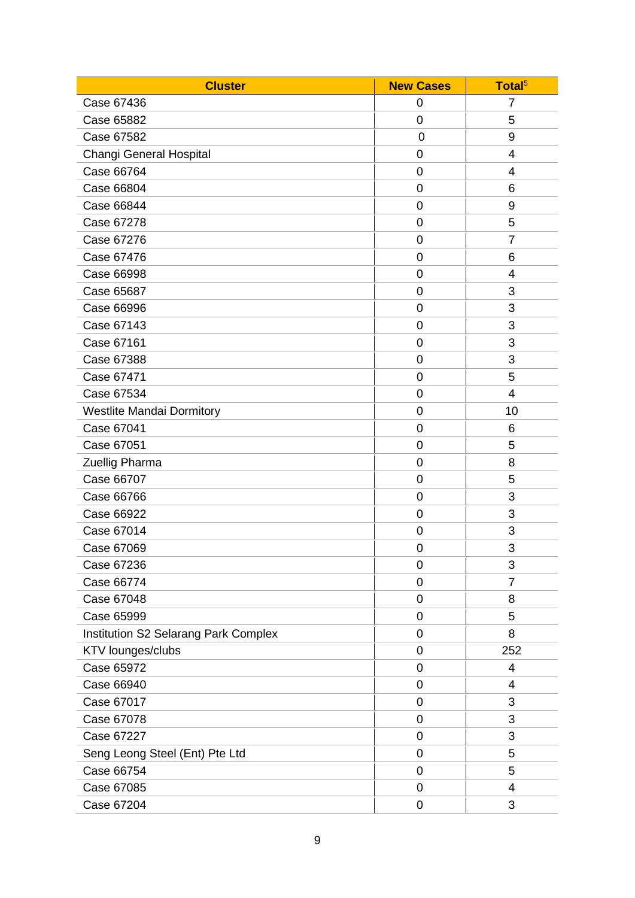| Cluster | New Cases | Total[5] |
|---|---|---|
| Case 67436 | 0 | 7 |
| Case 65882 | 0 | 5 |
| Case 67582 | 0 | 9 |
| Changi General Hospital | 0 | 4 |
| Case 66764 | 0 | 4 |
| Case 66804 | 0 | 6 |
| Case 66844 | 0 | 9 |
| Case 67278 | 0 | 5 |
| Case 67276 | 0 | 7 |
| Case 67476 | 0 | 6 |
| Case 66998 | 0 | 4 |
| Case 65687 | 0 | 3 |
| Case 66996 | 0 | 3 |
| Case 67143 | 0 | 3 |
| Case 67161 | 0 | 3 |
| Case 67388 | 0 | 3 |
| Case 67471 | 0 | 5 |
| Case 67534 | 0 | 4 |
| Westlite Mandai Dormitory | 0 | 10 |
| Case 67041 | 0 | 6 |
| Case 67051 | 0 | 5 |
| Zuellig Pharma | 0 | 8 |
| Case 66707 | 0 | 5 |
| Case 66766 | 0 | 3 |
| Case 66922 | 0 | 3 |
| Case 67014 | 0 | 3 |
| Case 67069 | 0 | 3 |
| Case 67236 | 0 | 3 |
| Case 66774 | 0 | 7 |
| Case 67048 | 0 | 8 |
| Case 65999 | 0 | 5 |
| Institution S2 Selarang Park Complex | 0 | 8 |
| KTV lounges/clubs | 0 | 252 |
| Case 65972 | 0 | 4 |
| Case 66940 | 0 | 4 |
| Case 67017 | 0 | 3 |
| Case 67078 | 0 | 3 |
| Case 67227 | 0 | 3 |
| Seng Leong Steel (Ent) Pte Ltd | 0 | 5 |
| Case 66754 | 0 | 5 |
| Case 67085 | 0 | 4 |
| Case 67204 | 0 | 3 |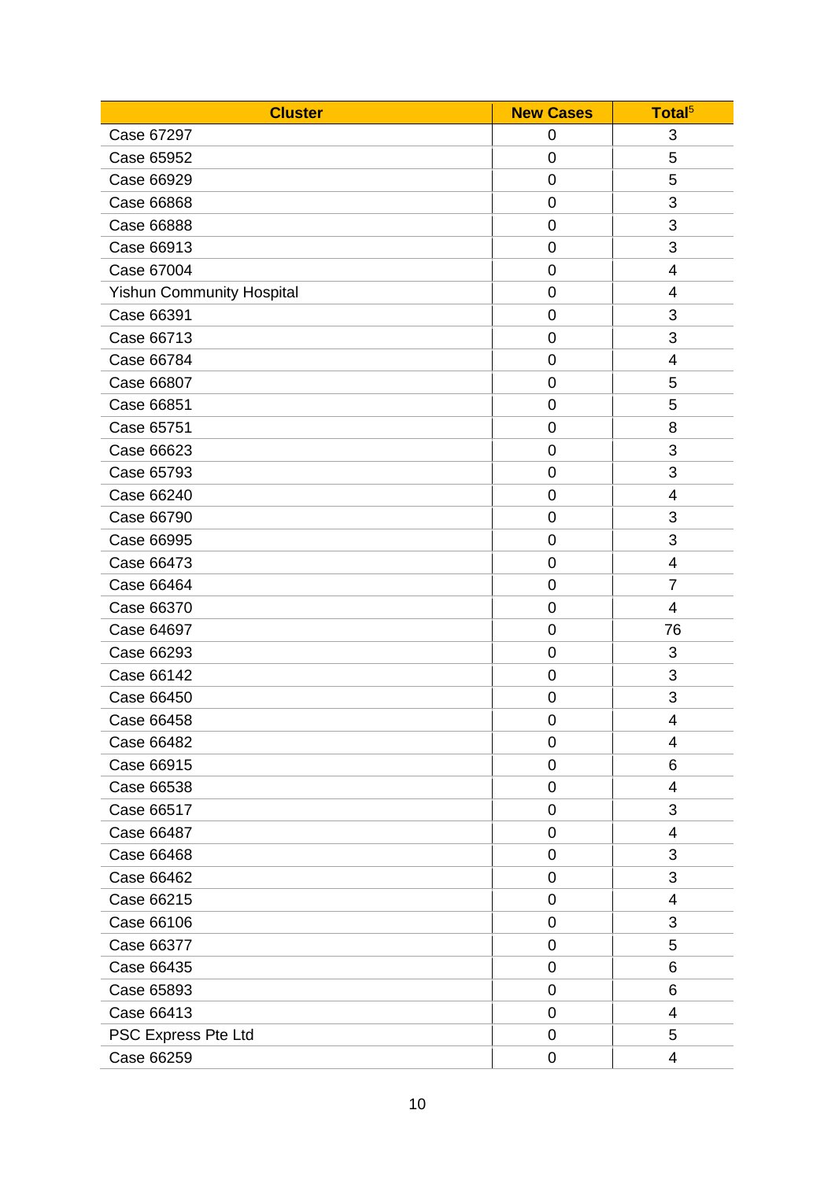| Cluster | New Cases | Total[5] |
|---|---|---|
| Case 67297 | 0 | 3 |
| Case 65952 | 0 | 5 |
| Case 66929 | 0 | 5 |
| Case 66868 | 0 | 3 |
| Case 66888 | 0 | 3 |
| Case 66913 | 0 | 3 |
| Case 67004 | 0 | 4 |
| Yishun Community Hospital | 0 | 4 |
| Case 66391 | 0 | 3 |
| Case 66713 | 0 | 3 |
| Case 66784 | 0 | 4 |
| Case 66807 | 0 | 5 |
| Case 66851 | 0 | 5 |
| Case 65751 | 0 | 8 |
| Case 66623 | 0 | 3 |
| Case 65793 | 0 | 3 |
| Case 66240 | 0 | 4 |
| Case 66790 | 0 | 3 |
| Case 66995 | 0 | 3 |
| Case 66473 | 0 | 4 |
| Case 66464 | 0 | 7 |
| Case 66370 | 0 | 4 |
| Case 64697 | 0 | 76 |
| Case 66293 | 0 | 3 |
| Case 66142 | 0 | 3 |
| Case 66450 | 0 | 3 |
| Case 66458 | 0 | 4 |
| Case 66482 | 0 | 4 |
| Case 66915 | 0 | 6 |
| Case 66538 | 0 | 4 |
| Case 66517 | 0 | 3 |
| Case 66487 | 0 | 4 |
| Case 66468 | 0 | 3 |
| Case 66462 | 0 | 3 |
| Case 66215 | 0 | 4 |
| Case 66106 | 0 | 3 |
| Case 66377 | 0 | 5 |
| Case 66435 | 0 | 6 |
| Case 65893 | 0 | 6 |
| Case 66413 | 0 | 4 |
| PSC Express Pte Ltd | 0 | 5 |
| Case 66259 | 0 | 4 |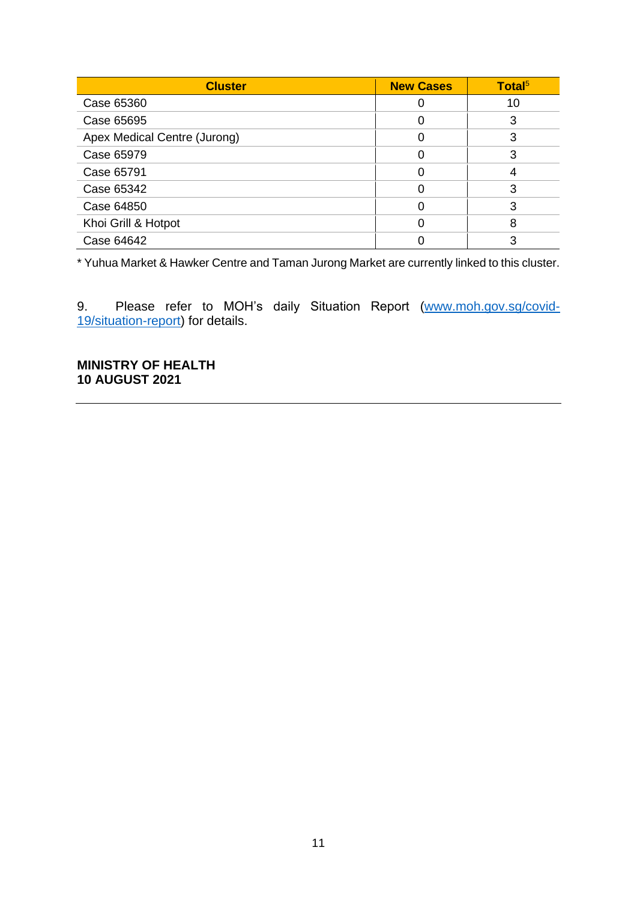| Cluster | New Cases | Total[5] |
|---|---|---|
| Case 65360 | 0 | 10 |
| Case 65695 | 0 | 3 |
| Apex Medical Centre (Jurong) | 0 | 3 |
| Case 65979 | 0 | 3 |
| Case 65791 | 0 | 4 |
| Case 65342 | 0 | 3 |
| Case 64850 | 0 | 3 |
| Khoi Grill & Hotpot | 0 | 8 |
| Case 64642 | 0 | 3 |

* Yuhua Market & Hawker Centre and Taman Jurong Market are currently linked to this cluster.

9. Please refer to MOH's daily Situation Report (www.moh.gov.sg/covid-19/situation-report) for details.

**MINISTRY OF HEALTH**
**10 AUGUST 2021**